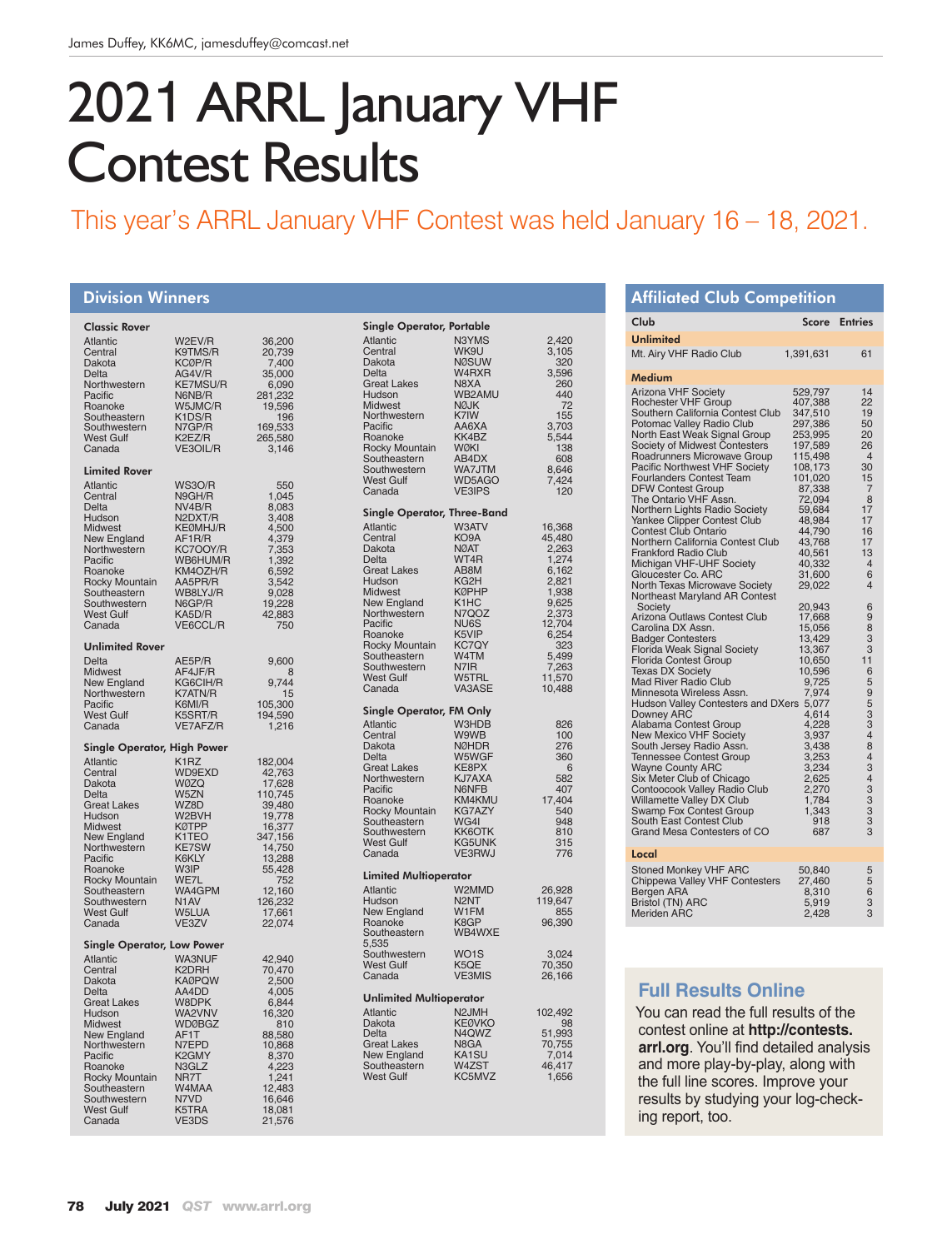James Duffey, KK6MC, jamesduffey@comcast.net

# 2021 ARRL January VHF Contest Results

This year's ARRL January VHF Contest was held January 16 – 18, 2021.

## Division Winners

### Classic Rover

| Division | Call | Score |
|---|---|---|
| Atlantic | W2EV/R | 36,200 |
| Central | K9TMS/R | 20,739 |
| Dakota | KCØP/R | 7,400 |
| Delta | AG4V/R | 35,000 |
| Northwestern | KE7MSU/R | 6,090 |
| Pacific | N6NB/R | 281,232 |
| Roanoke | W5JMC/R | 19,596 |
| Southeastern | K1DS/R | 196 |
| Southwestern | N7GP/R | 169,533 |
| West Gulf | K2EZ/R | 265,580 |
| Canada | VE3OIL/R | 3,146 |

### Limited Rover

| Division | Call | Score |
|---|---|---|
| Atlantic | WS3O/R | 550 |
| Central | N9GH/R | 1,045 |
| Delta | NV4B/R | 8,083 |
| Hudson | N2DXT/R | 3,408 |
| Midwest | KEØMHJ/R | 4,500 |
| New England | AF1R/R | 4,379 |
| Northwestern | KC7OOY/R | 7,353 |
| Pacific | WB6HUM/R | 1,392 |
| Roanoke | KM4OZH/R | 6,592 |
| Rocky Mountain | AA5PR/R | 3,542 |
| Southeastern | WB8LYJ/R | 9,028 |
| Southwestern | N6GP/R | 19,228 |
| West Gulf | KA5D/R | 42,883 |
| Canada | VE6CCL/R | 750 |

### Unlimited Rover

| Division | Call | Score |
|---|---|---|
| Delta | AE5P/R | 9,600 |
| Midwest | AF4JF/R | 8 |
| New England | KG6CIH/R | 9,744 |
| Northwestern | K7ATN/R | 15 |
| Pacific | K6MI/R | 105,300 |
| West Gulf | K5SRT/R | 194,590 |
| Canada | VE7AFZ/R | 1,216 |

### Single Operator, High Power

| Division | Call | Score |
|---|---|---|
| Atlantic | K1RZ | 182,004 |
| Central | WD9EXD | 42,763 |
| Dakota | WØZQ | 17,628 |
| Delta | W5ZN | 110,745 |
| Great Lakes | WZ8D | 39,480 |
| Hudson | W2BVH | 19,778 |
| Midwest | KØTPP | 16,377 |
| New England | K1TEO | 347,156 |
| Northwestern | KE7SW | 14,750 |
| Pacific | K6KLY | 13,288 |
| Roanoke | W3IP | 55,428 |
| Rocky Mountain | WE7L | 752 |
| Southeastern | WA4GPM | 12,160 |
| Southwestern | N1AV | 126,232 |
| West Gulf | W5LUA | 17,661 |
| Canada | VE3ZV | 22,074 |

### Single Operator, Low Power

| Division | Call | Score |
|---|---|---|
| Atlantic | WA3NUF | 42,940 |
| Central | K2DRH | 70,470 |
| Dakota | KAØPQW | 2,500 |
| Delta | AA4DD | 4,005 |
| Great Lakes | W8DPK | 6,844 |
| Hudson | WA2VNV | 16,320 |
| Midwest | WDØBGZ | 810 |
| New England | AF1T | 88,580 |
| Northwestern | N7EPD | 10,868 |
| Pacific | K2GMY | 8,370 |
| Roanoke | N3GLZ | 4,223 |
| Rocky Mountain | NR7T | 1,241 |
| Southeastern | W4MAA | 12,483 |
| Southwestern | N7VD | 16,646 |
| West Gulf | K5TRA | 18,081 |
| Canada | VE3DS | 21,576 |

### Single Operator, Portable

| Division | Call | Score |
|---|---|---|
| Atlantic | N3YMS | 2,420 |
| Central | WK9U | 3,105 |
| Dakota | NØSUW | 320 |
| Delta | W4RXR | 3,596 |
| Great Lakes | N8XA | 260 |
| Hudson | WB2AMU | 440 |
| Midwest | NØJK | 72 |
| Northwestern | K7IW | 155 |
| Pacific | AA6XA | 3,703 |
| Roanoke | KK4BZ | 5,544 |
| Rocky Mountain | WØKI | 138 |
| Southeastern | AB4DX | 608 |
| Southwestern | WA7JTM | 8,646 |
| West Gulf | WD5AGO | 7,424 |
| Canada | VE3IPS | 120 |

### Single Operator, Three-Band

| Division | Call | Score |
|---|---|---|
| Atlantic | W3ATV | 16,368 |
| Central | KO9A | 45,480 |
| Dakota | NØAT | 2,263 |
| Delta | WT4R | 1,274 |
| Great Lakes | AB8M | 6,162 |
| Hudson | KG2H | 2,821 |
| Midwest | KØPHP | 1,938 |
| New England | K1HC | 9,625 |
| Northwestern | N7QOZ | 2,373 |
| Pacific | NU6S | 12,704 |
| Roanoke | K5VIP | 6,254 |
| Rocky Mountain | KC7QY | 323 |
| Southeastern | W4TM | 5,499 |
| Southwestern | N7IR | 7,263 |
| West Gulf | W5TRL | 11,570 |
| Canada | VA3ASE | 10,488 |

### Single Operator, FM Only

| Division | Call | Score |
|---|---|---|
| Atlantic | W3HDB | 826 |
| Central | W9WB | 100 |
| Dakota | NØHDR | 276 |
| Delta | W5WGF | 360 |
| Great Lakes | KE8PX | 6 |
| Northwestern | KJ7AXA | 582 |
| Pacific | N6NFB | 407 |
| Roanoke | KM4KMU | 17,404 |
| Rocky Mountain | KG7AZY | 540 |
| Southeastern | WG4I | 948 |
| Southwestern | KK6OTK | 810 |
| West Gulf | KG5UNK | 315 |
| Canada | VE3RWJ | 776 |

### Limited Multioperator

| Division | Call | Score |
|---|---|---|
| Atlantic | W2MMD | 26,928 |
| Hudson | N2NT | 119,647 |
| New England | W1FM | 855 |
| Roanoke | K8GP | 96,390 |
| Southeastern | WB4WXE | 5,535 |
| Southwestern | WO1S | 3,024 |
| West Gulf | K5QE | 70,350 |
| Canada | VE3MIS | 26,166 |

### Unlimited Multioperator

| Division | Call | Score |
|---|---|---|
| Atlantic | N2JMH | 102,492 |
| Dakota | KEØVKO | 98 |
| Delta | N4QWZ | 51,993 |
| Great Lakes | N8GA | 70,755 |
| New England | KA1SU | 7,014 |
| Southeastern | W4ZST | 46,417 |
| West Gulf | KC5MVZ | 1,656 |

## Affiliated Club Competition

| Club | Score | Entries |
|---|---|---|
| **Unlimited** | | |
| Mt. Airy VHF Radio Club | 1,391,631 | 61 |
| **Medium** | | |
| Arizona VHF Society | 529,797 | 14 |
| Rochester VHF Group | 407,388 | 22 |
| Southern California Contest Club | 347,510 | 19 |
| Potomac Valley Radio Club | 297,386 | 50 |
| North East Weak Signal Group | 253,995 | 20 |
| Society of Midwest Contesters | 197,589 | 26 |
| Roadrunners Microwave Group | 115,498 | 4 |
| Pacific Northwest VHF Society | 108,173 | 30 |
| Fourlanders Contest Team | 101,020 | 15 |
| DFW Contest Group | 87,338 | 7 |
| The Ontario VHF Assn. | 72,094 | 8 |
| Northern Lights Radio Society | 59,684 | 17 |
| Yankee Clipper Contest Club | 48,984 | 17 |
| Contest Club Ontario | 44,790 | 16 |
| Northern California Contest Club | 43,768 | 17 |
| Frankford Radio Club | 40,561 | 13 |
| Michigan VHF-UHF Society | 40,332 | 4 |
| Gloucester Co. ARC | 31,600 | 6 |
| North Texas Microwave Society | 29,022 | 4 |
| Northeast Maryland AR Contest Society | 20,943 | 6 |
| Arizona Outlaws Contest Club | 17,668 | 9 |
| Carolina DX Assn. | 15,056 | 8 |
| Badger Contesters | 13,429 | 3 |
| Florida Weak Signal Society | 13,367 | 3 |
| Florida Contest Group | 10,650 | 11 |
| Texas DX Society | 10,596 | 6 |
| Mad River Radio Club | 9,725 | 5 |
| Minnesota Wireless Assn. | 7,974 | 9 |
| Hudson Valley Contesters and DXers | 5,077 | 5 |
| Downey ARC | 4,614 | 3 |
| Alabama Contest Group | 4,228 | 3 |
| New Mexico VHF Society | 3,937 | 4 |
| South Jersey Radio Assn. | 3,438 | 8 |
| Tennessee Contest Group | 3,253 | 4 |
| Wayne County ARC | 3,234 | 3 |
| Six Meter Club of Chicago | 2,625 | 4 |
| Contoocook Valley Radio Club | 2,270 | 3 |
| Willamette Valley DX Club | 1,784 | 3 |
| Swamp Fox Contest Group | 1,343 | 3 |
| South East Contest Club | 918 | 3 |
| Grand Mesa Contesters of CO | 687 | 3 |
| **Local** | | |
| Stoned Monkey VHF ARC | 50,840 | 5 |
| Chippewa Valley VHF Contesters | 27,460 | 5 |
| Bergen ARA | 8,310 | 6 |
| Bristol (TN) ARC | 5,919 | 3 |
| Meriden ARC | 2,428 | 3 |

### Full Results Online

You can read the full results of the contest online at **http://contests.arrl.org**. You'll find detailed analysis and more play-by-play, along with the full line scores. Improve your results by studying your log-checking report, too.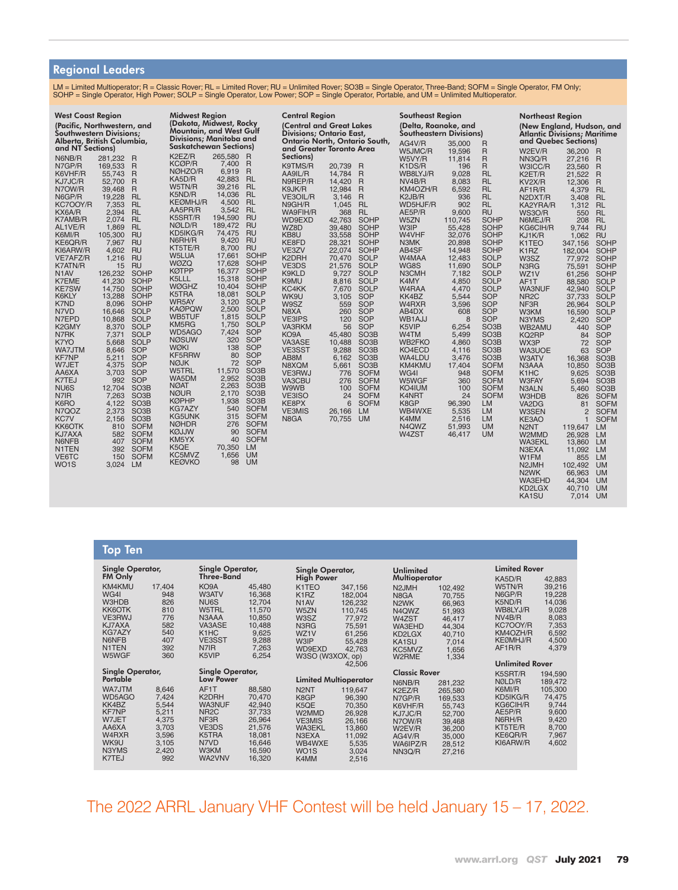## Regional Leaders

LM = Limited Multioperator; R = Classic Rover; RL = Limited Rover; RU = Unlimited Rover; SO3B = Single Operator, Three-Band; SOFM = Single Operator, FM Only; SOHP = Single Operator, High Power; SOLP = Single Operator, Low Power; SOP = Single Operator, Portable, and UM = Unlimited Multioperator.

### West Coast Region

(Pacific, Northwestern, and Southwestern Divisions; Alberta, British Columbia, and NT Sections)

| | | |
|---|---|---|
| N6NB/R | 281,232 | R |
| N7GP/R | 169,533 | R |
| K6VHF/R | 55,743 | R |
| KJ7JC/R | 52,700 | R |
| N7OW/R | 39,468 | R |
| N6GP/R | 19,228 | RL |
| KC7OOY/R | 7,353 | RL |
| KX6A/R | 2,394 | RL |
| K7AMB/R | 2,074 | RL |
| AL1VE/R | 1,869 | RL |
| K6MI/R | 105,300 | RU |
| KE6QR/R | 7,967 | RU |
| KI6ARW/R | 4,602 | RU |
| VE7AFZ/R | 1,216 | RU |
| K7ATN/R | 15 | RU |
| N1AV | 126,232 | SOHP |
| K7EME | 41,230 | SOHP |
| KE7SW | 14,750 | SOHP |
| K6KLY | 13,288 | SOHP |
| K7ND | 8,096 | SOHP |
| N7VD | 16,646 | SOLP |
| N7EPD | 10,868 | SOLP |
| K2GMY | 8,370 | SOLP |
| N7RK | 7,371 | SOLP |
| K7YO | 5,668 | SOLP |
| WA7JTM | 8,646 | SOP |
| KF7NP | 5,211 | SOP |
| W7JET | 4,375 | SOP |
| AA6XA | 3,703 | SOP |
| K7TEJ | 992 | SOP |
| NU6S | 12,704 | SO3B |
| N7IR | 7,263 | SO3B |
| K6RO | 4,122 | SO3B |
| N7QOZ | 2,373 | SO3B |
| KC7V | 2,156 | SO3B |
| KK6OTK | 810 | SOFM |
| KJ7AXA | 582 | SOFM |
| N6NFB | 407 | SOFM |
| N1TEN | 392 | SOFM |
| VE6TC | 150 | SOFM |
| WO1S | 3,024 | LM |

### Midwest Region

(Dakota, Midwest, Rocky Mountain, and West Gulf Divisions; Manitoba and Saskatchewan Sections)

| | | |
|---|---|---|
| K2EZ/R | 265,580 | R |
| KCØP/R | 7,400 | R |
| NØHZO/R | 6,919 | R |
| KA5D/R | 42,883 | RL |
| W5TN/R | 39,216 | RL |
| K5ND/R | 14,036 | RL |
| KEØMHJ/R | 4,500 | RL |
| AA5PR/R | 3,542 | RL |
| K5SRT/R | 194,590 | RU |
| NØLD/R | 189,472 | RU |
| KD5IKG/R | 74,475 | RU |
| N6RH/R | 9,420 | RU |
| KT5TE/R | 8,700 | RU |
| W5LUA | 17,661 | SOHP |
| WØZQ | 17,628 | SOHP |
| KØTPP | 16,377 | SOHP |
| K5LLL | 15,318 | SOHP |
| WØGHZ | 10,404 | SOHP |
| K5TRA | 18,081 | SOLP |
| WR5AY | 3,120 | SOLP |
| KAØPQW | 2,500 | SOLP |
| WB5TUF | 1,815 | SOLP |
| KM5RG | 1,750 | SOLP |
| WD5AGO | 7,424 | SOP |
| NØSUW | 320 | SOP |
| WØKI | 138 | SOP |
| KF5RRW | 80 | SOP |
| NØJK | 72 | SOP |
| W5TRL | 11,570 | SO3B |
| WA5DM | 2,952 | SO3B |
| NØAT | 2,263 | SO3B |
| NØUR | 2,170 | SO3B |
| KØPHP | 1,938 | SO3B |
| KG7AZY | 540 | SOFM |
| KG5UNK | 315 | SOFM |
| NØHDR | 276 | SOFM |
| KØJJW | 90 | SOFM |
| KM5YX | 40 | SOFM |
| K5QE | 70,350 | LM |
| KC5MVZ | 1,656 | UM |
| KEØVKO | 98 | UM |

### Central Region

(Central and Great Lakes Divisions; Ontario East, Ontario North, Ontario South, and Greater Toronto Area Sections)

| | | |
|---|---|---|
| K9TMS/R | 20,739 | R |
| AA9IL/R | 14,784 | R |
| N9REP/R | 14,420 | R |
| K9JK/R | 12,984 | R |
| VE3OIL/R | 3,146 | R |
| N9GH/R | 1,045 | RL |
| WA9FIH/R | 368 | RL |
| WD9EXD | 42,763 | SOHP |
| WZ8D | 39,480 | SOHP |
| KB8U | 33,558 | SOHP |
| KE8FD | 28,321 | SOHP |
| VE3ZV | 22,074 | SOHP |
| K2DRH | 70,470 | SOLP |
| VE3DS | 21,576 | SOLP |
| K9KLD | 9,727 | SOLP |
| K9MU | 8,816 | SOLP |
| KC4KK | 7,670 | SOLP |
| WK9U | 3,105 | SOP |
| W9SZ | 559 | SOP |
| N8XA | 260 | SOP |
| VE3IPS | 120 | SOP |
| VA3RKM | 56 | SOP |
| KO9A | 45,480 | SO3B |
| VA3ASE | 10,488 | SO3B |
| VE3SST | 9,288 | SO3B |
| AB8M | 6,162 | SO3B |
| N8XQM | 5,661 | SO3B |
| VE3RWJ | 776 | SOFM |
| VA3CBU | 276 | SOFM |
| W9WB | 100 | SOFM |
| VE3ISO | 24 | SOFM |
| KE8PX | 6 | SOFM |
| VE3MIS | 26,166 | LM |
| N8GA | 70,755 | UM |

### Southeast Region

(Delta, Roanoke, and Southeastern Divisions)

| | | |
|---|---|---|
| AG4V/R | 35,000 | R |
| W5JMC/R | 19,596 | R |
| W5VY/R | 11,814 | R |
| K1DS/R | 196 | R |
| WB8LYJ/R | 9,028 | RL |
| NV4B/R | 8,083 | RL |
| KM4OZH/R | 6,592 | RL |
| K2JB/R | 936 | RL |
| WD5HJF/R | 902 | RL |
| AE5P/R | 9,600 | RU |
| W5ZN | 110,745 | SOHP |
| W3IP | 55,428 | SOHP |
| W4VHF | 32,076 | SOHP |
| N3MK | 20,898 | SOHP |
| AB4SF | 14,948 | SOHP |
| W4MAA | 12,483 | SOLP |
| WG8S | 11,690 | SOLP |
| N3CMH | 7,182 | SOLP |
| K4MY | 4,850 | SOLP |
| W4RAA | 4,470 | SOLP |
| KK4BZ | 5,544 | SOP |
| W4RXR | 3,596 | SOP |
| AB4DX | 608 | SOP |
| WB1AJJ | 8 | SOP |
| K5VIP | 6,254 | SO3B |
| W4TM | 5,499 | SO3B |
| WB2FKO | 4,860 | SO3B |
| KO4ECD | 4,116 | SO3B |
| WA4LDU | 3,476 | SO3B |
| KM4KMU | 17,404 | SOFM |
| WG4I | 948 | SOFM |
| W5WGF | 360 | SOFM |
| KO4IUM | 100 | SOFM |
| K4NRT | 24 | SOFM |
| K8GP | 96,390 | LM |
| WB4WXE | 5,535 | LM |
| K4MM | 2,516 | LM |
| N4QWZ | 51,993 | UM |
| W4ZST | 46,417 | UM |

### Northeast Region

(New England, Hudson, and Atlantic Divisions; Maritime and Quebec Sections)

| | | |
|---|---|---|
| W2EV/R | 36,200 | R |
| NN3Q/R | 27,216 | R |
| W3ICC/R | 23,560 | R |
| K2ET/R | 21,522 | R |
| KV2X/R | 12,306 | R |
| AF1R/R | 4,379 | RL |
| N2DXT/R | 3,408 | RL |
| KA2YRA/R | 1,312 | RL |
| WS3O/R | 550 | RL |
| N6MEJ/R | 208 | RL |
| KG6CIH/R | 9,744 | RU |
| KJ1K/R | 1,062 | RU |
| K1TEO | 347,156 | SOHP |
| K1RZ | 182,004 | SOHP |
| W3SZ | 77,972 | SOHP |
| N3RG | 75,591 | SOHP |
| WZ1V | 61,256 | SOHP |
| AF1T | 88,580 | SOLP |
| WA3NUF | 42,940 | SOLP |
| NR2C | 37,733 | SOLP |
| NF3R | 26,964 | SOLP |
| W3KM | 16,590 | SOLP |
| N3YMS | 2,420 | SOP |
| WB2AMU | 440 | SOP |
| KQ2RP | 84 | SOP |
| WX3P | 72 | SOP |
| WA3UOE | 63 | SOP |
| W3ATV | 16,368 | SO3B |
| N3AAA | 10,850 | SO3B |
| K1HC | 9,625 | SO3B |
| W3FAY | 5,694 | SO3B |
| N3ALN | 5,460 | SO3B |
| W3HDB | 826 | SOFM |
| VA2DG | 81 | SOFM |
| W3SEN | 2 | SOFM |
| KE3AO | 1 | SOFM |
| N2NT | 119,647 | LM |
| W2MMD | 26,928 | LM |
| WA3EKL | 13,860 | LM |
| N3EXA | 11,092 | LM |
| W1FM | 855 | LM |
| N2JMH | 102,492 | UM |
| N2WK | 66,963 | UM |
| WA3EHD | 44,304 | UM |
| KD2LGX | 40,710 | UM |
| KA1SU | 7,014 | UM |

## Top Ten

### Single Operator, FM Only

| | |
|---|---|
| KM4KMU | 17,404 |
| WG4I | 948 |
| W3HDB | 826 |
| KK6OTK | 810 |
| VE3RWJ | 776 |
| KJ7AXA | 582 |
| KG7AZY | 540 |
| N6NFB | 407 |
| N1TEN | 392 |
| W5WGF | 360 |

### Single Operator, Portable

| | |
|---|---|
| WA7JTM | 8,646 |
| WD5AGO | 7,424 |
| KK4BZ | 5,544 |
| KF7NP | 5,211 |
| W7JET | 4,375 |
| AA6XA | 3,703 |
| W4RXR | 3,596 |
| WK9U | 3,105 |
| N3YMS | 2,420 |
| K7TEJ | 992 |

### Single Operator, Three-Band

| | |
|---|---|
| KO9A | 45,480 |
| W3ATV | 16,368 |
| NU6S | 12,704 |
| W5TRL | 11,570 |
| N3AAA | 10,850 |
| VA3ASE | 10,488 |
| K1HC | 9,625 |
| VE3SST | 9,288 |
| N7IR | 7,263 |
| K5VIP | 6,254 |

### Single Operator, Low Power

| | |
|---|---|
| AF1T | 88,580 |
| K2DRH | 70,470 |
| WA3NUF | 42,940 |
| NR2C | 37,733 |
| NF3R | 26,964 |
| VE3DS | 21,576 |
| K5TRA | 18,081 |
| N7VD | 16,646 |
| W3KM | 16,590 |
| WA2VNV | 16,320 |

### Single Operator, High Power

| | |
|---|---|
| K1TEO | 347,156 |
| K1RZ | 182,004 |
| N1AV | 126,232 |
| W5ZN | 110,745 |
| W3SZ | 77,972 |
| N3RG | 75,591 |
| WZ1V | 61,256 |
| W3IP | 55,428 |
| WD9EXD | 42,763 |
| W3SO (W3XOX, op) | 42,506 |

### Limited Multioperator

| | |
|---|---|
| N2NT | 119,647 |
| K8GP | 96,390 |
| K5QE | 70,350 |
| W2MMD | 26,928 |
| VE3MIS | 26,166 |
| WA3EKL | 13,860 |
| N3EXA | 11,092 |
| WB4WXE | 5,535 |
| WO1S | 3,024 |
| K4MM | 2,516 |

### Unlimited Multioperator

| | |
|---|---|
| N2JMH | 102,492 |
| N8GA | 70,755 |
| N2WK | 66,963 |
| N4QWZ | 51,993 |
| W4ZST | 46,417 |
| WA3EHD | 44,304 |
| KD2LGX | 40,710 |
| KA1SU | 7,014 |
| KC5MVZ | 1,656 |
| W2RME | 1,334 |

### Classic Rover

| | |
|---|---|
| N6NB/R | 281,232 |
| K2EZ/R | 265,580 |
| N7GP/R | 169,533 |
| K6VHF/R | 55,743 |
| KJ7JC/R | 52,700 |
| N7OW/R | 39,468 |
| W2EV/R | 36,200 |
| AG4V/R | 35,000 |
| WA6IPZ/R | 28,512 |
| NN3Q/R | 27,216 |

### Limited Rover

| | |
|---|---|
| KA5D/R | 42,883 |
| W5TN/R | 39,216 |
| N6GP/R | 19,228 |
| K5ND/R | 14,036 |
| WB8LYJ/R | 9,028 |
| NV4B/R | 8,083 |
| KC7OOY/R | 7,353 |
| KM4OZH/R | 6,592 |
| KEØMHJ/R | 4,500 |
| AF1R/R | 4,379 |

### Unlimited Rover

| | |
|---|---|
| K5SRT/R | 194,590 |
| NØLD/R | 189,472 |
| K6MI/R | 105,300 |
| KD5IKG/R | 74,475 |
| KG6CIH/R | 9,744 |
| AE5P/R | 9,600 |
| N6RH/R | 9,420 |
| KT5TE/R | 8,700 |
| KE6QR/R | 7,967 |
| KI6ARW/R | 4,602 |

The 2022 ARRL January VHF Contest will be held January 15 – 17, 2022.